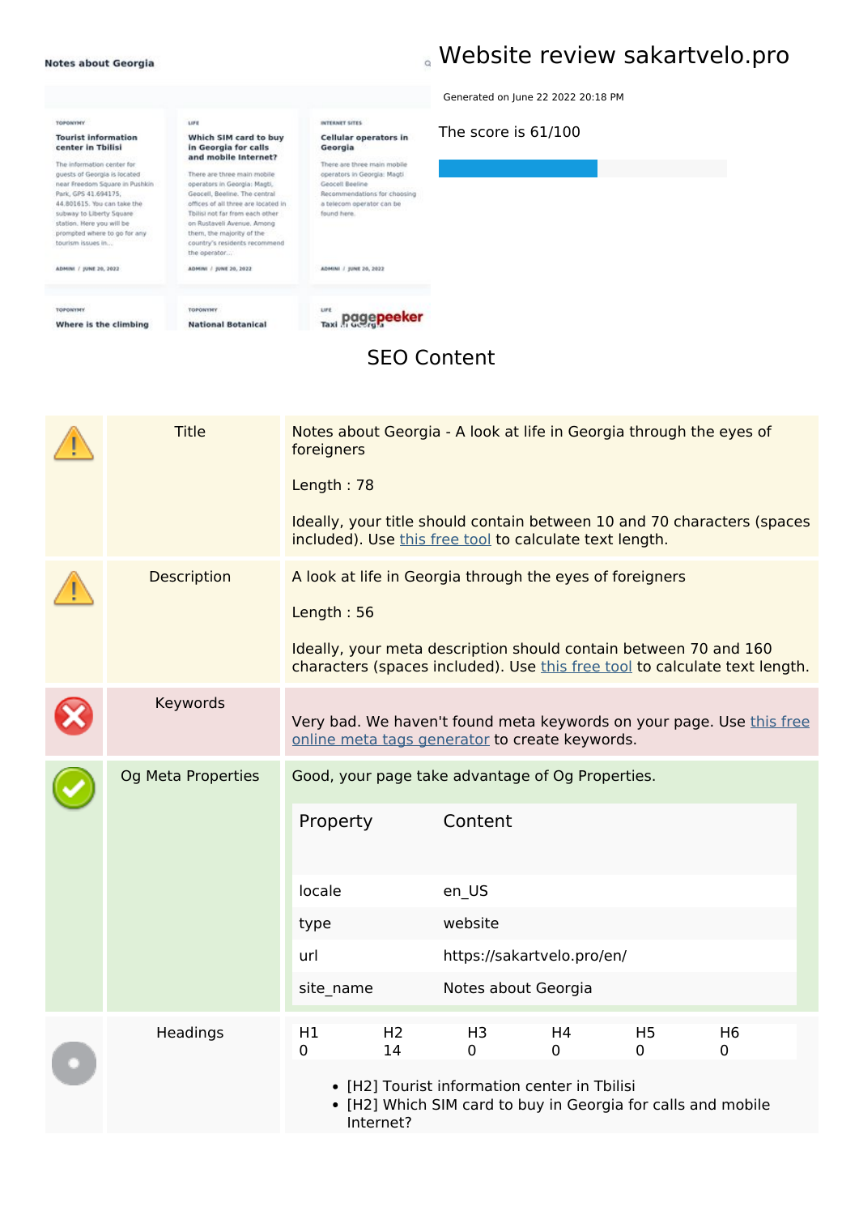# Website review sakartvelo.pro

Generated on June 22 2022 20:18 PM

The score is 61/100

## SEO Content

| | | |
|---|---|---|
| | Title | Notes about Georgia - A look at life in Georgia through the eyes of foreigners<br><br>Length : 78<br><br>Ideally, your title should contain between 10 and 70 characters (spaces included). Use this free tool to calculate text length. |
| | Description | A look at life in Georgia through the eyes of foreigners<br><br>Length : 56<br><br>Ideally, your meta description should contain between 70 and 160 characters (spaces included). Use this free tool to calculate text length. |
| | Keywords | Very bad. We haven't found meta keywords on your page. Use this free online meta tags generator to create keywords. |
| | Og Meta Properties | Good, your page take advantage of Og Properties. |

| Property | Content |
|---|---|
| locale | en_US |
| type | website |
| url | https://sakartvelo.pro/en/ |
| site_name | Notes about Georgia |

### Headings

| H1 | H2 | H3 | H4 | H5 | H6 |
|---|---|---|---|---|---|
| 0 | 14 | 0 | 0 | 0 | 0 |

- [H2] Tourist information center in Tbilisi
- [H2] Which SIM card to buy in Georgia for calls and mobile Internet?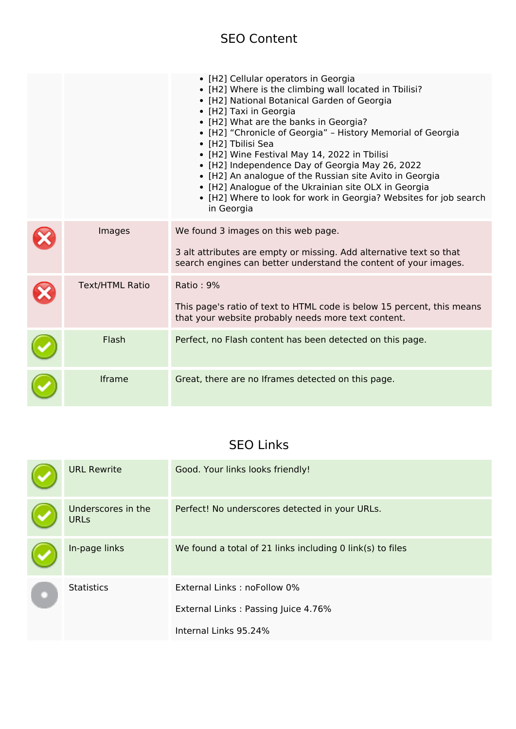# SEO Content

| | | |
|---|---|---|
| | | • [H2] Cellular operators in Georgia<br>• [H2] Where is the climbing wall located in Tbilisi?<br>• [H2] National Botanical Garden of Georgia<br>• [H2] Taxi in Georgia<br>• [H2] What are the banks in Georgia?<br>• [H2] “Chronicle of Georgia” – History Memorial of Georgia<br>• [H2] Tbilisi Sea<br>• [H2] Wine Festival May 14, 2022 in Tbilisi<br>• [H2] Independence Day of Georgia May 26, 2022<br>• [H2] An analogue of the Russian site Avito in Georgia<br>• [H2] Analogue of the Ukrainian site OLX in Georgia<br>• [H2] Where to look for work in Georgia? Websites for job search in Georgia |
| ✗ | Images | We found 3 images on this web page.<br><br>3 alt attributes are empty or missing. Add alternative text so that search engines can better understand the content of your images. |
| ✗ | Text/HTML Ratio | Ratio : 9%<br><br>This page's ratio of text to HTML code is below 15 percent, this means that your website probably needs more text content. |
| ✓ | Flash | Perfect, no Flash content has been detected on this page. |
| ✓ | Iframe | Great, there are no Iframes detected on this page. |

# SEO Links

| | | |
|---|---|---|
| ✓ | URL Rewrite | Good. Your links looks friendly! |
| ✓ | Underscores in the URLs | Perfect! No underscores detected in your URLs. |
| ✓ | In-page links | We found a total of 21 links including 0 link(s) to files |
| | Statistics | External Links : noFollow 0%<br><br>External Links : Passing Juice 4.76%<br><br>Internal Links 95.24% |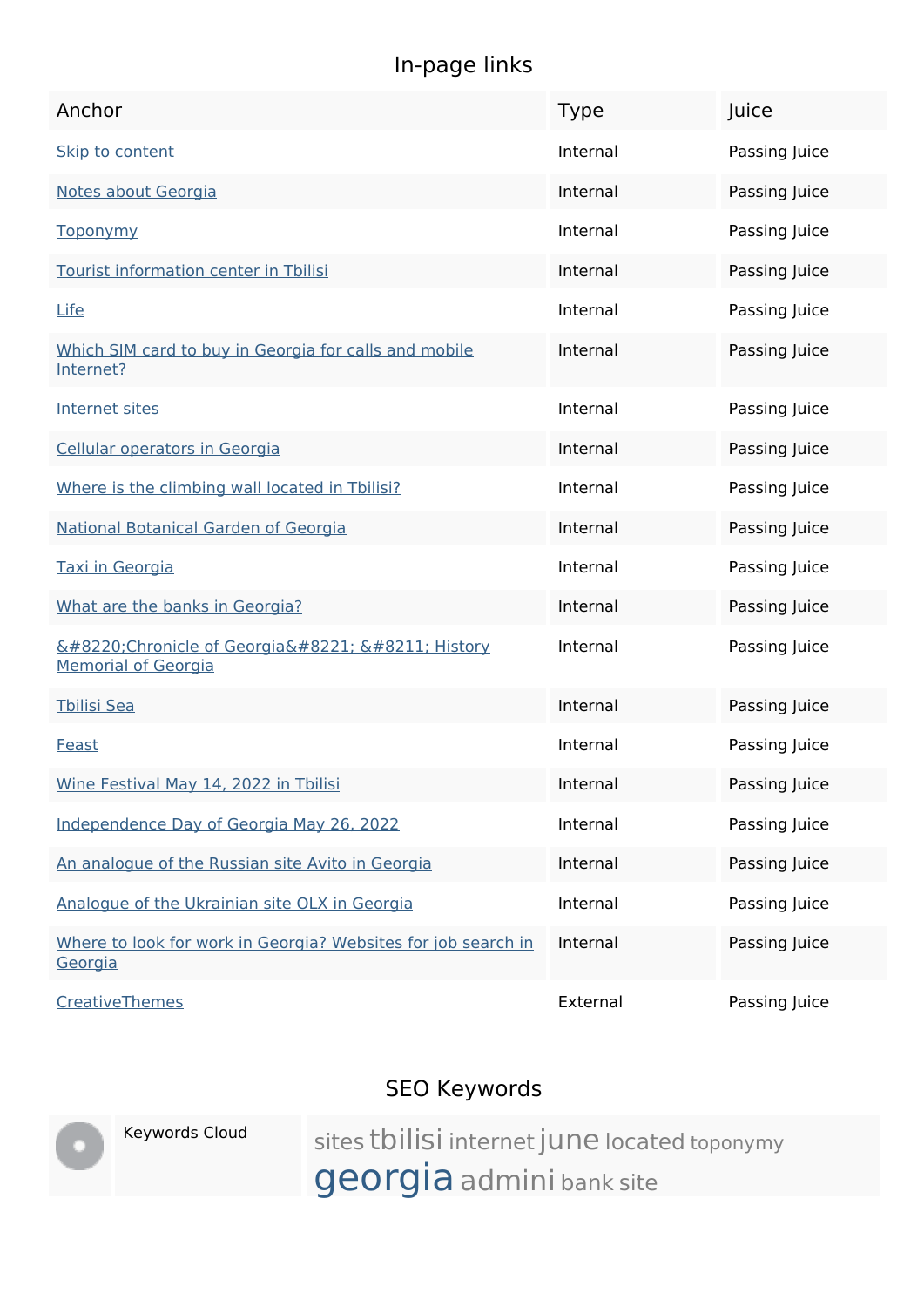## In-page links

| Anchor | Type | Juice |
|---|---|---|
| Skip to content | Internal | Passing Juice |
| Notes about Georgia | Internal | Passing Juice |
| Toponymy | Internal | Passing Juice |
| Tourist information center in Tbilisi | Internal | Passing Juice |
| Life | Internal | Passing Juice |
| Which SIM card to buy in Georgia for calls and mobile Internet? | Internal | Passing Juice |
| Internet sites | Internal | Passing Juice |
| Cellular operators in Georgia | Internal | Passing Juice |
| Where is the climbing wall located in Tbilisi? | Internal | Passing Juice |
| National Botanical Garden of Georgia | Internal | Passing Juice |
| Taxi in Georgia | Internal | Passing Juice |
| What are the banks in Georgia? | Internal | Passing Juice |
| &#8220;Chronicle of Georgia&#8221; &#8211; History Memorial of Georgia | Internal | Passing Juice |
| Tbilisi Sea | Internal | Passing Juice |
| Feast | Internal | Passing Juice |
| Wine Festival May 14, 2022 in Tbilisi | Internal | Passing Juice |
| Independence Day of Georgia May 26, 2022 | Internal | Passing Juice |
| An analogue of the Russian site Avito in Georgia | Internal | Passing Juice |
| Analogue of the Ukrainian site OLX in Georgia | Internal | Passing Juice |
| Where to look for work in Georgia? Websites for job search in Georgia | Internal | Passing Juice |
| CreativeThemes | External | Passing Juice |

## SEO Keywords

| | Keywords Cloud | sites tbilisi internet june located toponymy georgia admini bank site |
|---|---|---|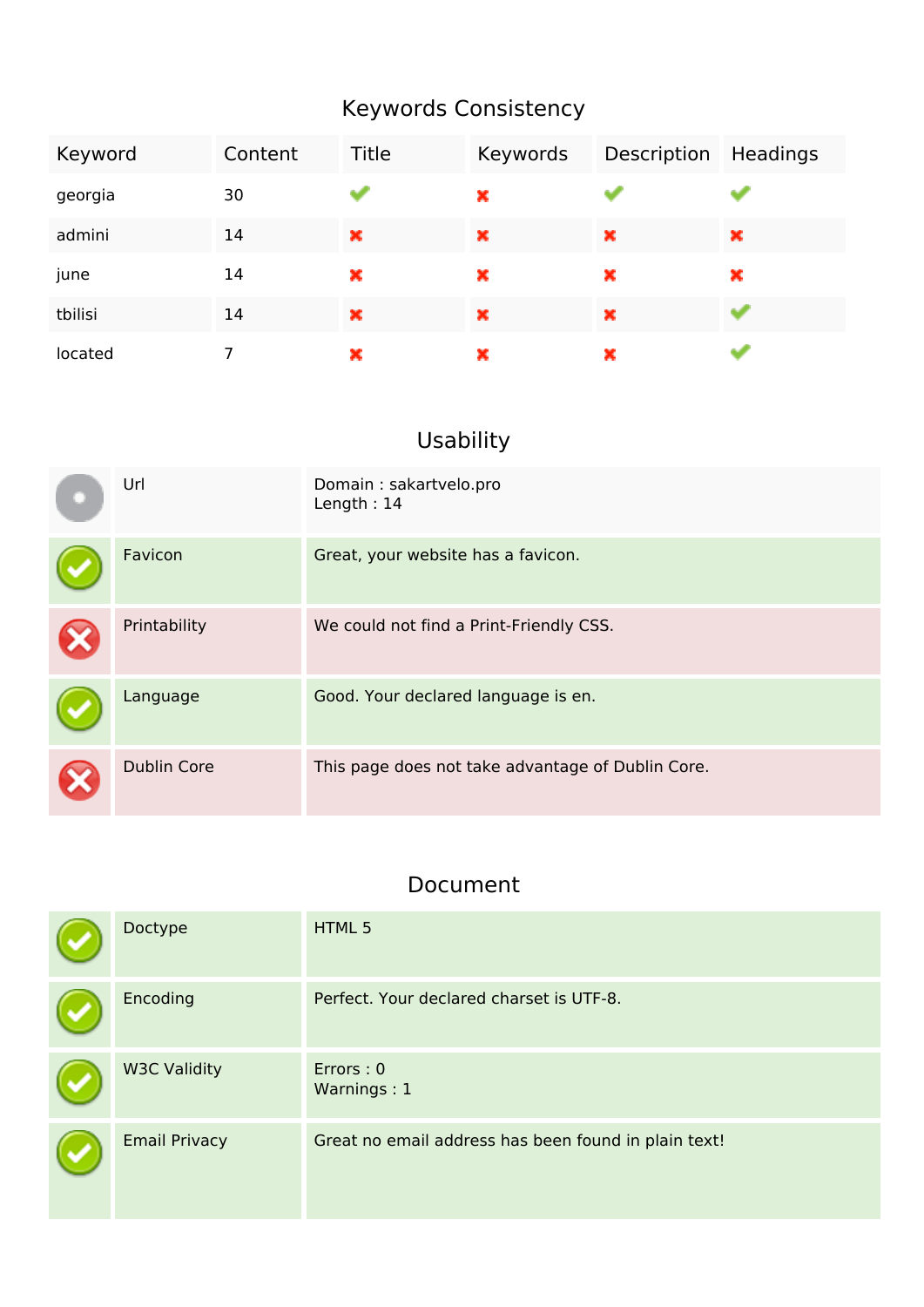## Keywords Consistency

| Keyword | Content | Title | Keywords | Description | Headings |
|---|---|---|---|---|---|
| georgia | 30 | ✔ | ✖ | ✔ | ✔ |
| admini | 14 | ✖ | ✖ | ✖ | ✖ |
| june | 14 | ✖ | ✖ | ✖ | ✖ |
| tbilisi | 14 | ✖ | ✖ | ✖ | ✔ |
| located | 7 | ✖ | ✖ | ✖ | ✔ |

## Usability

| | | |
|---|---|---|
| | Url | Domain : sakartvelo.pro<br>Length : 14 |
| ✔ | Favicon | Great, your website has a favicon. |
| ✖ | Printability | We could not find a Print-Friendly CSS. |
| ✔ | Language | Good. Your declared language is en. |
| ✖ | Dublin Core | This page does not take advantage of Dublin Core. |

## Document

| | | |
|---|---|---|
| ✔ | Doctype | HTML 5 |
| ✔ | Encoding | Perfect. Your declared charset is UTF-8. |
| ✔ | W3C Validity | Errors : 0<br>Warnings : 1 |
| ✔ | Email Privacy | Great no email address has been found in plain text! |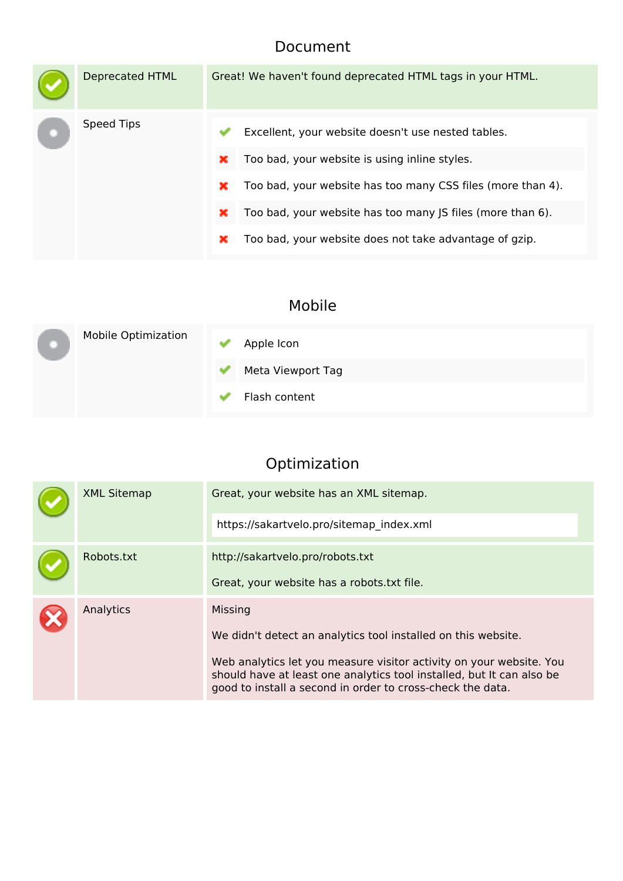## Document

| | | |
|---|---|---|
| | Deprecated HTML | Great! We haven't found deprecated HTML tags in your HTML. |
| | Speed Tips | ✔ Excellent, your website doesn't use nested tables.<br>✖ Too bad, your website is using inline styles.<br>✖ Too bad, your website has too many CSS files (more than 4).<br>✖ Too bad, your website has too many JS files (more than 6).<br>✖ Too bad, your website does not take advantage of gzip. |

## Mobile

| | | |
|---|---|---|
| | Mobile Optimization | ✔ Apple Icon<br>✔ Meta Viewport Tag<br>✔ Flash content |

## Optimization

| | | |
|---|---|---|
| | XML Sitemap | Great, your website has an XML sitemap.<br><br>https://sakartvelo.pro/sitemap_index.xml |
| | Robots.txt | http://sakartvelo.pro/robots.txt<br><br>Great, your website has a robots.txt file. |
| | Analytics | Missing<br><br>We didn't detect an analytics tool installed on this website.<br><br>Web analytics let you measure visitor activity on your website. You should have at least one analytics tool installed, but It can also be good to install a second in order to cross-check the data. |